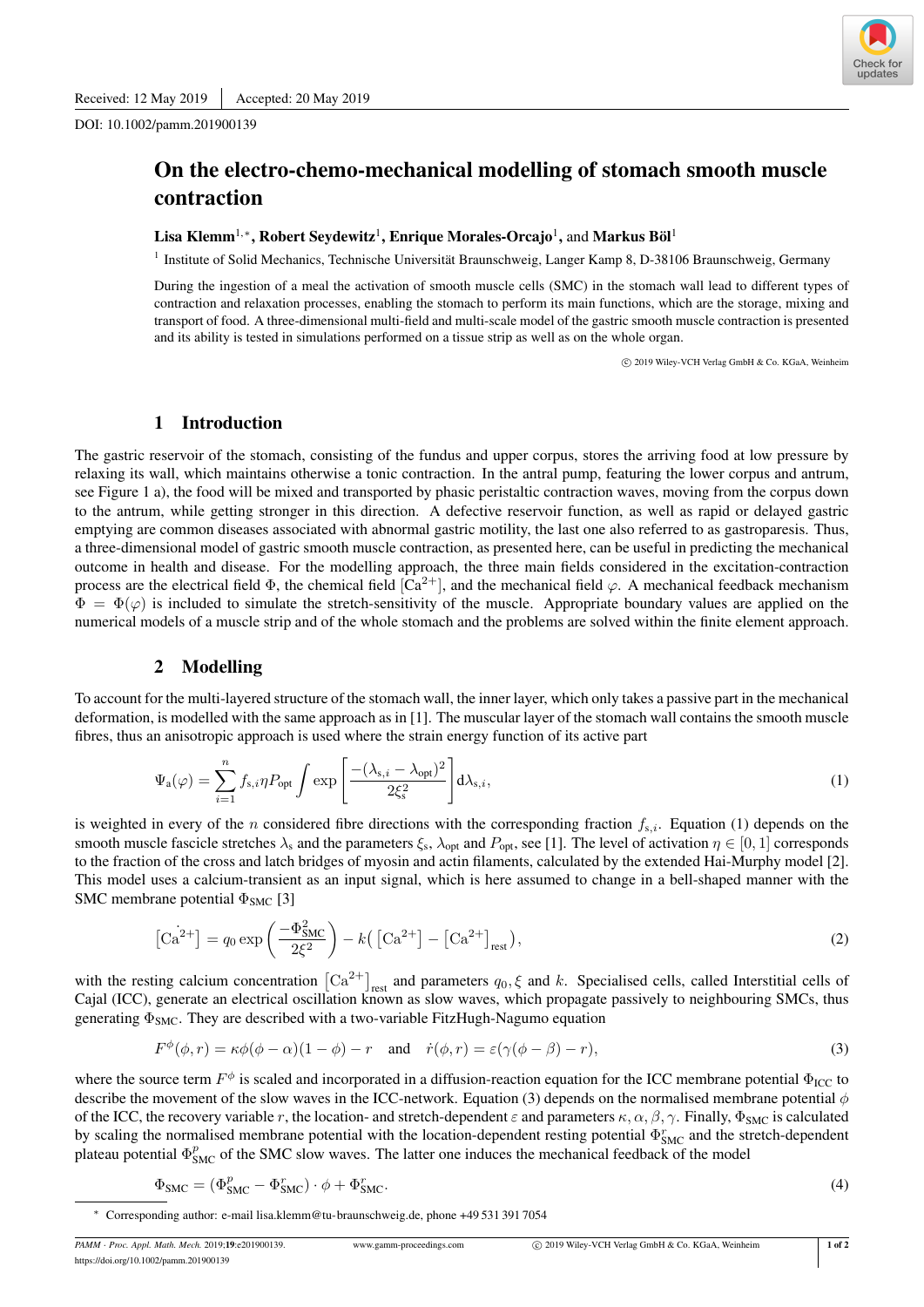Received: 12 May 2019 | Accepted: 20 May 2019

DOI: 10.1002/pamm.201900139

# On the electro-chemo-mechanical modelling of stomach smooth muscle contraction

**Lisa Klemm**[1,*], **Robert Seydewitz**[1], **Enrique Morales-Orcajo**[1], and **Markus Böl**[1]

[1] Institute of Solid Mechanics, Technische Universität Braunschweig, Langer Kamp 8, D-38106 Braunschweig, Germany

During the ingestion of a meal the activation of smooth muscle cells (SMC) in the stomach wall lead to different types of contraction and relaxation processes, enabling the stomach to perform its main functions, which are the storage, mixing and transport of food. A three-dimensional multi-field and multi-scale model of the gastric smooth muscle contraction is presented and its ability is tested in simulations performed on a tissue strip as well as on the whole organ.

© 2019 Wiley-VCH Verlag GmbH & Co. KGaA, Weinheim

## 1 Introduction

The gastric reservoir of the stomach, consisting of the fundus and upper corpus, stores the arriving food at low pressure by relaxing its wall, which maintains otherwise a tonic contraction. In the antral pump, featuring the lower corpus and antrum, see Figure 1 a), the food will be mixed and transported by phasic peristaltic contraction waves, moving from the corpus down to the antrum, while getting stronger in this direction. A defective reservoir function, as well as rapid or delayed gastric emptying are common diseases associated with abnormal gastric motility, the last one also referred to as gastroparesis. Thus, a three-dimensional model of gastric smooth muscle contraction, as presented here, can be useful in predicting the mechanical outcome in health and disease. For the modelling approach, the three main fields considered in the excitation-contraction process are the electrical field $\Phi$, the chemical field $[\mathrm{Ca}^{2+}]$, and the mechanical field $\varphi$. A mechanical feedback mechanism $\Phi = \Phi(\varphi)$ is included to simulate the stretch-sensitivity of the muscle. Appropriate boundary values are applied on the numerical models of a muscle strip and of the whole stomach and the problems are solved within the finite element approach.

## 2 Modelling

To account for the multi-layered structure of the stomach wall, the inner layer, which only takes a passive part in the mechanical deformation, is modelled with the same approach as in [1]. The muscular layer of the stomach wall contains the smooth muscle fibres, thus an anisotropic approach is used where the strain energy function of its active part

$$\Psi_{\mathrm{a}}(\varphi) = \sum_{i=1}^{n} f_{\mathrm{s},i} \eta P_{\mathrm{opt}} \int \exp\left[\frac{-(\lambda_{\mathrm{s},i} - \lambda_{\mathrm{opt}})^2}{2\xi_{\mathrm{s}}^2}\right] \mathrm{d}\lambda_{\mathrm{s},i}, \tag{1}$$

is weighted in every of the $n$ considered fibre directions with the corresponding fraction $f_{\mathrm{s},i}$. Equation (1) depends on the smooth muscle fascicle stretches $\lambda_{\mathrm{s}}$ and the parameters $\xi_{\mathrm{s}}$, $\lambda_{\mathrm{opt}}$ and $P_{\mathrm{opt}}$, see [1]. The level of activation $\eta \in [0, 1]$ corresponds to the fraction of the cross and latch bridges of myosin and actin filaments, calculated by the extended Hai-Murphy model [2]. This model uses a calcium-transient as an input signal, which is here assumed to change in a bell-shaped manner with the SMC membrane potential $\Phi_{\mathrm{SMC}}$ [3]

$$\dot{[\mathrm{Ca}^{2+}]} = q_0 \exp\left(\frac{-\Phi_{\mathrm{SMC}}^2}{2\xi^2}\right) - k\big([\mathrm{Ca}^{2+}] - [\mathrm{Ca}^{2+}]_{\mathrm{rest}}\big), \tag{2}$$

with the resting calcium concentration $[\mathrm{Ca}^{2+}]_{\mathrm{rest}}$ and parameters $q_0, \xi$ and $k$. Specialised cells, called Interstitial cells of Cajal (ICC), generate an electrical oscillation known as slow waves, which propagate passively to neighbouring SMCs, thus generating $\Phi_{\mathrm{SMC}}$. They are described with a two-variable FitzHugh-Nagumo equation

$$F^{\phi}(\phi, r) = \kappa\phi(\phi - \alpha)(1 - \phi) - r \quad \text{and} \quad \dot{r}(\phi, r) = \varepsilon(\gamma(\phi - \beta) - r), \tag{3}$$

where the source term $F^{\phi}$ is scaled and incorporated in a diffusion-reaction equation for the ICC membrane potential $\Phi_{\mathrm{ICC}}$ to describe the movement of the slow waves in the ICC-network. Equation (3) depends on the normalised membrane potential $\phi$ of the ICC, the recovery variable $r$, the location- and stretch-dependent $\varepsilon$ and parameters $\kappa, \alpha, \beta, \gamma$. Finally, $\Phi_{\mathrm{SMC}}$ is calculated by scaling the normalised membrane potential with the location-dependent resting potential $\Phi_{\mathrm{SMC}}^{r}$ and the stretch-dependent plateau potential $\Phi_{\mathrm{SMC}}^{p}$ of the SMC slow waves. The latter one induces the mechanical feedback of the model

$$\Phi_{\mathrm{SMC}} = (\Phi_{\mathrm{SMC}}^{p} - \Phi_{\mathrm{SMC}}^{r}) \cdot \phi + \Phi_{\mathrm{SMC}}^{r}. \tag{4}$$

* Corresponding author: e-mail lisa.klemm@tu-braunschweig.de, phone +49 531 391 7054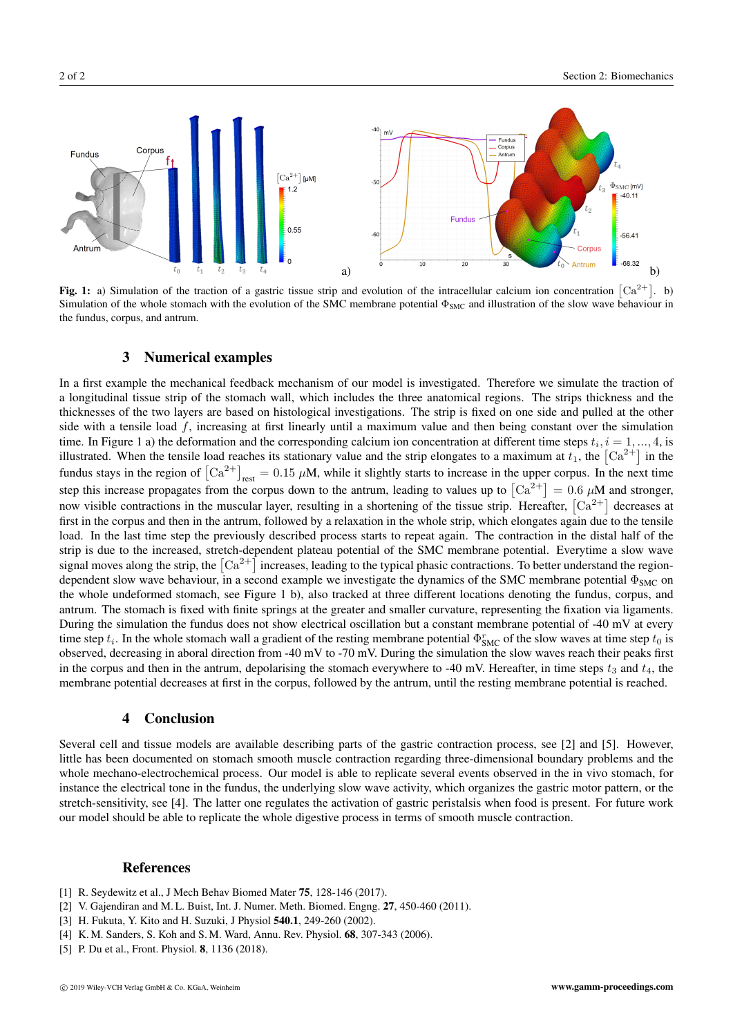Fundus

Corpus

Antrum

f

$t_0$ $t_1$ $t_2$ $t_3$ $t_4$

$[\mathrm{Ca}^{2+}]$ [μM]

1.2

0.55

0

a)

-40 mV

-50

-60

0 10 20 30 s

Fundus

Corpus

Antrum

Fundus

Corpus

Antrum

$t_0$ $t_1$ $t_2$ $t_3$ $t_4$

$\Phi_{\mathrm{SMC}}$ [mV]

-40.11

-56.41

-68.32

b)

**Fig. 1:** a) Simulation of the traction of a gastric tissue strip and evolution of the intracellular calcium ion concentration $[\mathrm{Ca}^{2+}]$. b) Simulation of the whole stomach with the evolution of the SMC membrane potential $\Phi_{\mathrm{SMC}}$ and illustration of the slow wave behaviour in the fundus, corpus, and antrum.

## 3 Numerical examples

In a first example the mechanical feedback mechanism of our model is investigated. Therefore we simulate the traction of a longitudinal tissue strip of the stomach wall, which includes the three anatomical regions. The strips thickness and the thicknesses of the two layers are based on histological investigations. The strip is fixed on one side and pulled at the other side with a tensile load $f$, increasing at first linearly until a maximum value and then being constant over the simulation time. In Figure 1 a) the deformation and the corresponding calcium ion concentration at different time steps $t_i, i = 1, ..., 4$, is illustrated. When the tensile load reaches its stationary value and the strip elongates to a maximum at $t_1$, the $[\mathrm{Ca}^{2+}]$ in the fundus stays in the region of $[\mathrm{Ca}^{2+}]_{\mathrm{rest}} = 0.15\ \mu\mathrm{M}$, while it slightly starts to increase in the upper corpus. In the next time step this increase propagates from the corpus down to the antrum, leading to values up to $[\mathrm{Ca}^{2+}] = 0.6\ \mu\mathrm{M}$ and stronger, now visible contractions in the muscular layer, resulting in a shortening of the tissue strip. Hereafter, $[\mathrm{Ca}^{2+}]$ decreases at first in the corpus and then in the antrum, followed by a relaxation in the whole strip, which elongates again due to the tensile load. In the last time step the previously described process starts to repeat again. The contraction in the distal half of the strip is due to the increased, stretch-dependent plateau potential of the SMC membrane potential. Everytime a slow wave signal moves along the strip, the $[\mathrm{Ca}^{2+}]$ increases, leading to the typical phasic contractions. To better understand the region-dependent slow wave behaviour, in a second example we investigate the dynamics of the SMC membrane potential $\Phi_{\mathrm{SMC}}$ on the whole undeformed stomach, see Figure 1 b), also tracked at three different locations denoting the fundus, corpus, and antrum. The stomach is fixed with finite springs at the greater and smaller curvature, representing the fixation via ligaments. During the simulation the fundus does not show electrical oscillation but a constant membrane potential of -40 mV at every time step $t_i$. In the whole stomach wall a gradient of the resting membrane potential $\Phi^r_{\mathrm{SMC}}$ of the slow waves at time step $t_0$ is observed, decreasing in aboral direction from -40 mV to -70 mV. During the simulation the slow waves reach their peaks first in the corpus and then in the antrum, depolarising the stomach everywhere to -40 mV. Hereafter, in time steps $t_3$ and $t_4$, the membrane potential decreases at first in the corpus, followed by the antrum, until the resting membrane potential is reached.

## 4 Conclusion

Several cell and tissue models are available describing parts of the gastric contraction process, see [2] and [5]. However, little has been documented on stomach smooth muscle contraction regarding three-dimensional boundary problems and the whole mechano-electrochemical process. Our model is able to replicate several events observed in the in vivo stomach, for instance the electrical tone in the fundus, the underlying slow wave activity, which organizes the gastric motor pattern, or the stretch-sensitivity, see [4]. The latter one regulates the activation of gastric peristalsis when food is present. For future work our model should be able to replicate the whole digestive process in terms of smooth muscle contraction.

## References

[1] R. Seydewitz et al., J Mech Behav Biomed Mater **75**, 128-146 (2017).

[2] V. Gajendiran and M. L. Buist, Int. J. Numer. Meth. Biomed. Engng. **27**, 450-460 (2011).

[3] H. Fukuta, Y. Kito and H. Suzuki, J Physiol **540.1**, 249-260 (2002).

[4] K. M. Sanders, S. Koh and S. M. Ward, Annu. Rev. Physiol. **68**, 307-343 (2006).

[5] P. Du et al., Front. Physiol. **8**, 1136 (2018).